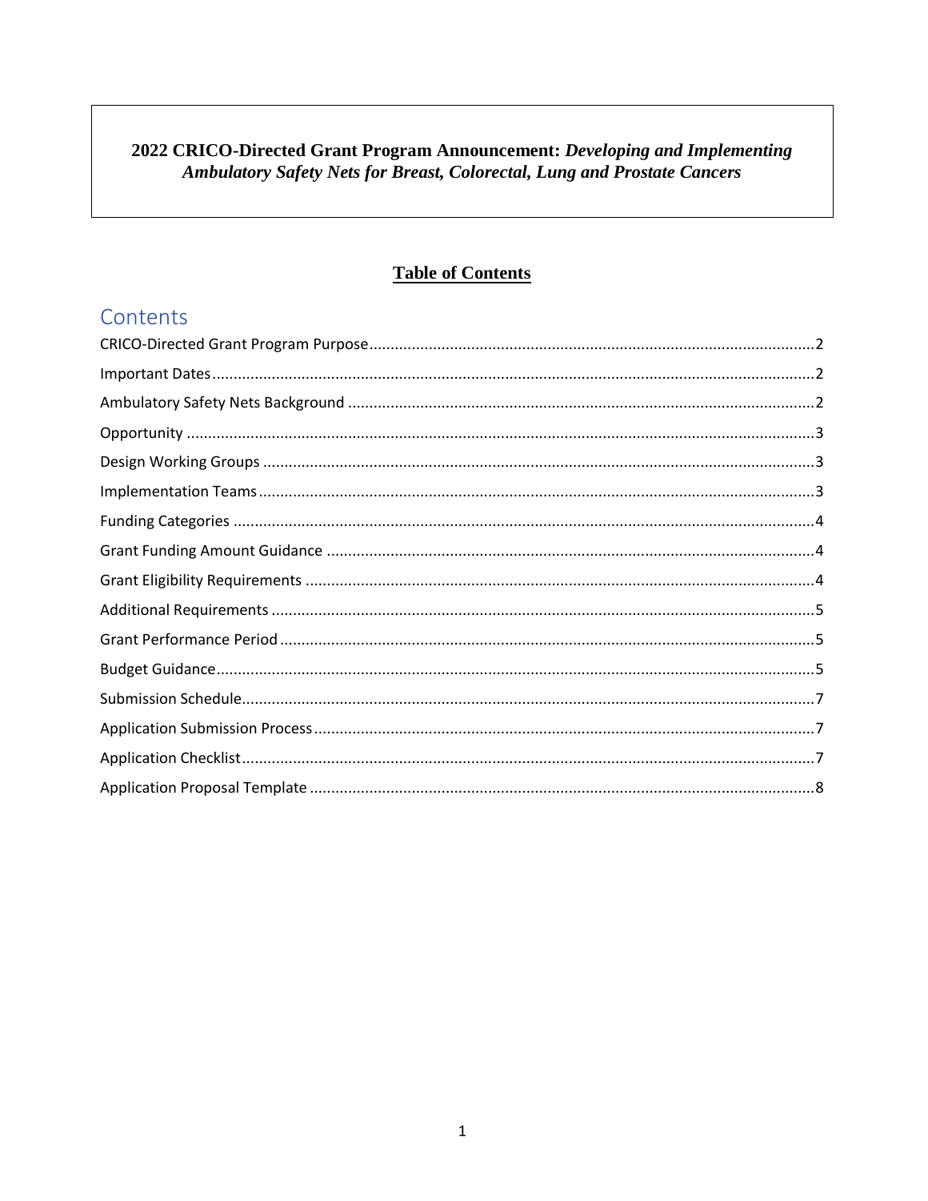# 2022 CRICO-Directed Grant Program Announcement: *Developing and Implementing Ambulatory Safety Nets for Breast, Colorectal, Lung and Prostate Cancers*

## Table of Contents

## Contents

CRICO-Directed Grant Program Purpose....2

Important Dates....2

Ambulatory Safety Nets Background....2

Opportunity....3

Design Working Groups....3

Implementation Teams....3

Funding Categories....4

Grant Funding Amount Guidance....4

Grant Eligibility Requirements....4

Additional Requirements....5

Grant Performance Period....5

Budget Guidance....5

Submission Schedule....7

Application Submission Process....7

Application Checklist....7

Application Proposal Template....8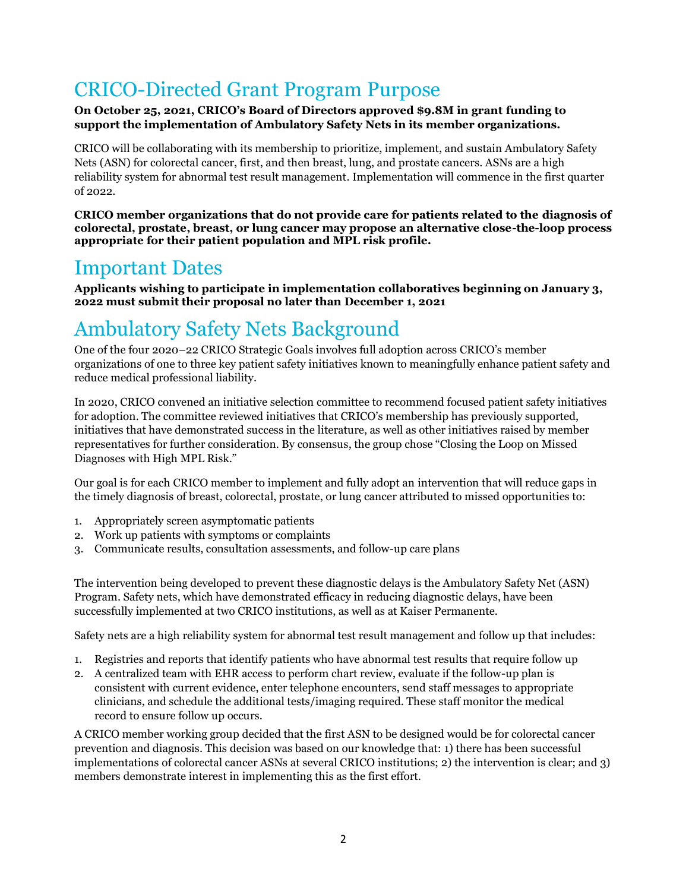# CRICO-Directed Grant Program Purpose

**On October 25, 2021, CRICO's Board of Directors approved $9.8M in grant funding to support the implementation of Ambulatory Safety Nets in its member organizations.**

CRICO will be collaborating with its membership to prioritize, implement, and sustain Ambulatory Safety Nets (ASN) for colorectal cancer, first, and then breast, lung, and prostate cancers. ASNs are a high reliability system for abnormal test result management. Implementation will commence in the first quarter of 2022.

**CRICO member organizations that do not provide care for patients related to the diagnosis of colorectal, prostate, breast, or lung cancer may propose an alternative close-the-loop process appropriate for their patient population and MPL risk profile.**

# Important Dates

**Applicants wishing to participate in implementation collaboratives beginning on January 3, 2022 must submit their proposal no later than December 1, 2021**

# Ambulatory Safety Nets Background

One of the four 2020–22 CRICO Strategic Goals involves full adoption across CRICO's member organizations of one to three key patient safety initiatives known to meaningfully enhance patient safety and reduce medical professional liability.

In 2020, CRICO convened an initiative selection committee to recommend focused patient safety initiatives for adoption. The committee reviewed initiatives that CRICO's membership has previously supported, initiatives that have demonstrated success in the literature, as well as other initiatives raised by member representatives for further consideration. By consensus, the group chose "Closing the Loop on Missed Diagnoses with High MPL Risk."

Our goal is for each CRICO member to implement and fully adopt an intervention that will reduce gaps in the timely diagnosis of breast, colorectal, prostate, or lung cancer attributed to missed opportunities to:

1. Appropriately screen asymptomatic patients
2. Work up patients with symptoms or complaints
3. Communicate results, consultation assessments, and follow-up care plans

The intervention being developed to prevent these diagnostic delays is the Ambulatory Safety Net (ASN) Program. Safety nets, which have demonstrated efficacy in reducing diagnostic delays, have been successfully implemented at two CRICO institutions, as well as at Kaiser Permanente.

Safety nets are a high reliability system for abnormal test result management and follow up that includes:

1. Registries and reports that identify patients who have abnormal test results that require follow up
2. A centralized team with EHR access to perform chart review, evaluate if the follow-up plan is consistent with current evidence, enter telephone encounters, send staff messages to appropriate clinicians, and schedule the additional tests/imaging required. These staff monitor the medical record to ensure follow up occurs.

A CRICO member working group decided that the first ASN to be designed would be for colorectal cancer prevention and diagnosis. This decision was based on our knowledge that: 1) there has been successful implementations of colorectal cancer ASNs at several CRICO institutions; 2) the intervention is clear; and 3) members demonstrate interest in implementing this as the first effort.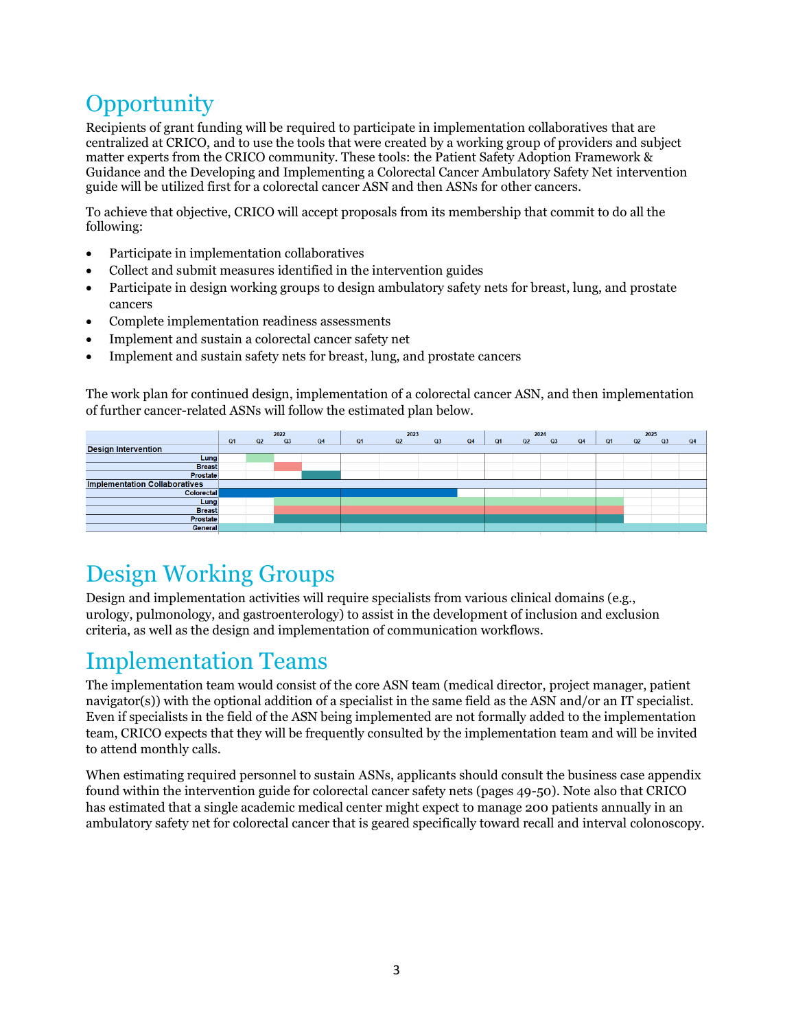# Opportunity

Recipients of grant funding will be required to participate in implementation collaboratives that are centralized at CRICO, and to use the tools that were created by a working group of providers and subject matter experts from the CRICO community. These tools: the Patient Safety Adoption Framework & Guidance and the Developing and Implementing a Colorectal Cancer Ambulatory Safety Net intervention guide will be utilized first for a colorectal cancer ASN and then ASNs for other cancers.

To achieve that objective, CRICO will accept proposals from its membership that commit to do all the following:

- Participate in implementation collaboratives
- Collect and submit measures identified in the intervention guides
- Participate in design working groups to design ambulatory safety nets for breast, lung, and prostate cancers
- Complete implementation readiness assessments
- Implement and sustain a colorectal cancer safety net
- Implement and sustain safety nets for breast, lung, and prostate cancers

The work plan for continued design, implementation of a colorectal cancer ASN, and then implementation of further cancer-related ASNs will follow the estimated plan below.

| | 2022 | | | | 2023 | | | | 2024 | | | | 2025 | | | |
|---|---|---|---|---|---|---|---|---|---|---|---|---|---|---|---|---|
| | Q1 | Q2 | Q3 | Q4 | Q1 | Q2 | Q3 | Q4 | Q1 | Q2 | Q3 | Q4 | Q1 | Q2 | Q3 | Q4 |
| **Design Intervention** | | | | | | | | | | | | | | | | |
| Lung | | X | | | | | | | | | | | | | | |
| Breast | | | X | | | | | | | | | | | | | |
| Prostate | | | | X | | | | | | | | | | | | |
| **Implementation Collaboratives** | | | | | | | | | | | | | | | | |
| Colorectal | X | X | X | X | X | X | X | | | | | | | | | |
| Lung | | | X | X | X | X | X | X | X | X | X | X | X | | | |
| Breast | | | X | X | X | X | X | X | X | X | X | X | X | | | |
| Prostate | | | X | X | X | X | X | X | X | X | X | X | X | | | |
| General | X | X | X | X | X | X | X | X | X | X | X | X | X | X | X | X |

# Design Working Groups

Design and implementation activities will require specialists from various clinical domains (e.g., urology, pulmonology, and gastroenterology) to assist in the development of inclusion and exclusion criteria, as well as the design and implementation of communication workflows.

# Implementation Teams

The implementation team would consist of the core ASN team (medical director, project manager, patient navigator(s)) with the optional addition of a specialist in the same field as the ASN and/or an IT specialist. Even if specialists in the field of the ASN being implemented are not formally added to the implementation team, CRICO expects that they will be frequently consulted by the implementation team and will be invited to attend monthly calls.

When estimating required personnel to sustain ASNs, applicants should consult the business case appendix found within the intervention guide for colorectal cancer safety nets (pages 49-50). Note also that CRICO has estimated that a single academic medical center might expect to manage 200 patients annually in an ambulatory safety net for colorectal cancer that is geared specifically toward recall and interval colonoscopy.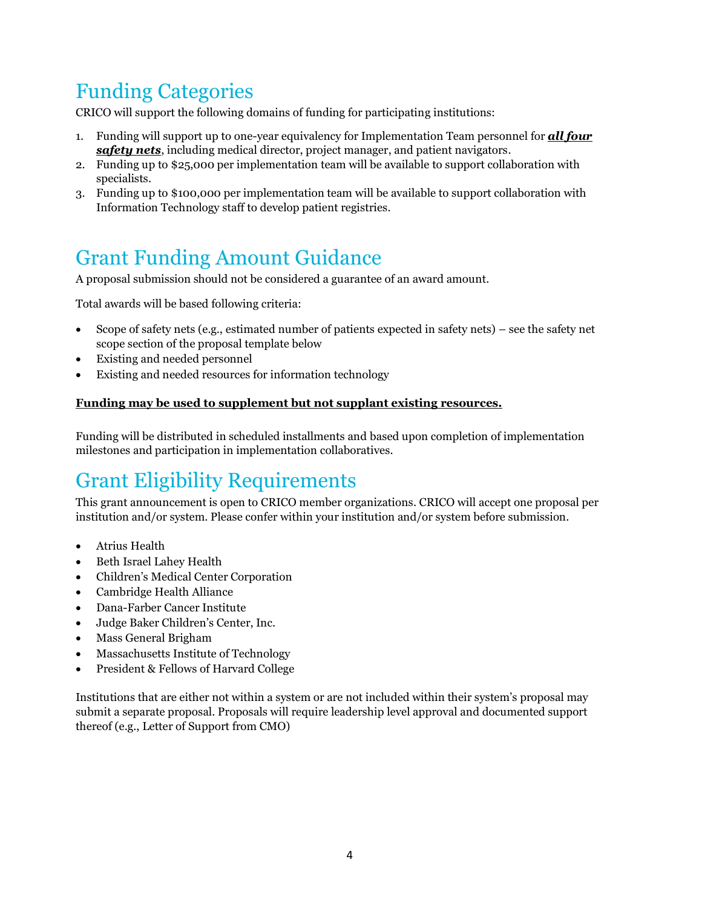# Funding Categories

CRICO will support the following domains of funding for participating institutions:

1. Funding will support up to one-year equivalency for Implementation Team personnel for ***all four safety nets***, including medical director, project manager, and patient navigators.
2. Funding up to $25,000 per implementation team will be available to support collaboration with specialists.
3. Funding up to $100,000 per implementation team will be available to support collaboration with Information Technology staff to develop patient registries.

# Grant Funding Amount Guidance

A proposal submission should not be considered a guarantee of an award amount.

Total awards will be based following criteria:

- Scope of safety nets (e.g., estimated number of patients expected in safety nets) – see the safety net scope section of the proposal template below
- Existing and needed personnel
- Existing and needed resources for information technology

**Funding may be used to supplement but not supplant existing resources.**

Funding will be distributed in scheduled installments and based upon completion of implementation milestones and participation in implementation collaboratives.

# Grant Eligibility Requirements

This grant announcement is open to CRICO member organizations. CRICO will accept one proposal per institution and/or system. Please confer within your institution and/or system before submission.

- Atrius Health
- Beth Israel Lahey Health
- Children's Medical Center Corporation
- Cambridge Health Alliance
- Dana-Farber Cancer Institute
- Judge Baker Children's Center, Inc.
- Mass General Brigham
- Massachusetts Institute of Technology
- President & Fellows of Harvard College

Institutions that are either not within a system or are not included within their system's proposal may submit a separate proposal. Proposals will require leadership level approval and documented support thereof (e.g., Letter of Support from CMO)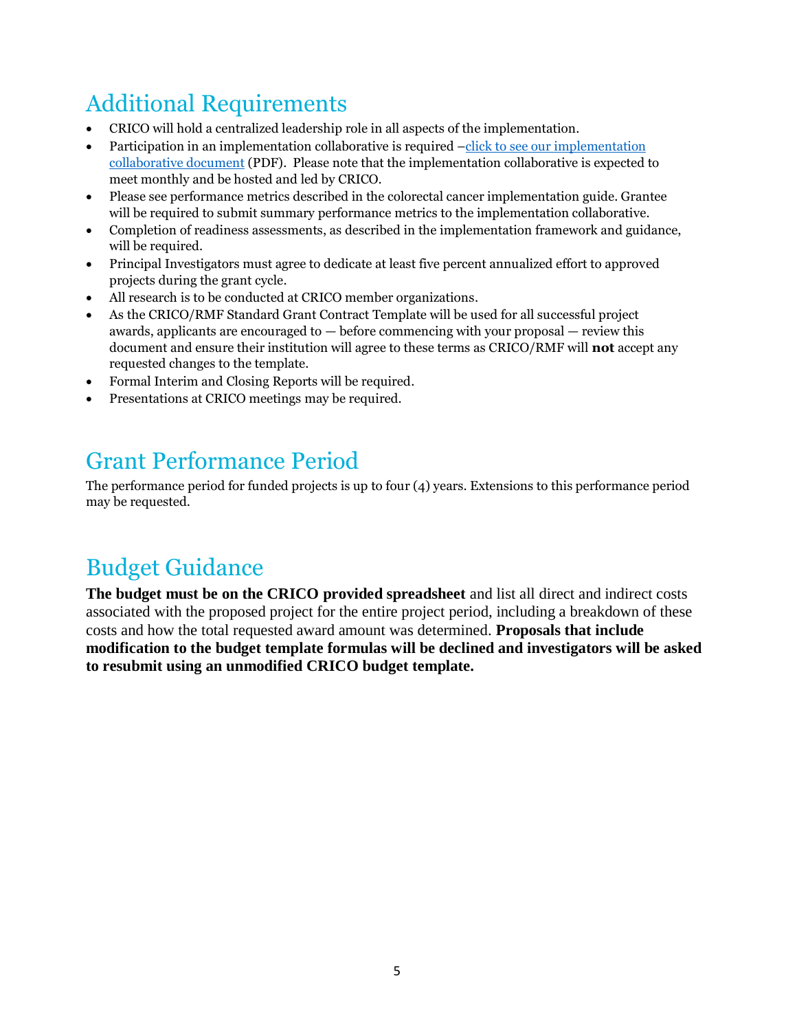## Additional Requirements

- CRICO will hold a centralized leadership role in all aspects of the implementation.
- Participation in an implementation collaborative is required –click to see our implementation collaborative document (PDF). Please note that the implementation collaborative is expected to meet monthly and be hosted and led by CRICO.
- Please see performance metrics described in the colorectal cancer implementation guide. Grantee will be required to submit summary performance metrics to the implementation collaborative.
- Completion of readiness assessments, as described in the implementation framework and guidance, will be required.
- Principal Investigators must agree to dedicate at least five percent annualized effort to approved projects during the grant cycle.
- All research is to be conducted at CRICO member organizations.
- As the CRICO/RMF Standard Grant Contract Template will be used for all successful project awards, applicants are encouraged to — before commencing with your proposal — review this document and ensure their institution will agree to these terms as CRICO/RMF will **not** accept any requested changes to the template.
- Formal Interim and Closing Reports will be required.
- Presentations at CRICO meetings may be required.

## Grant Performance Period

The performance period for funded projects is up to four (4) years. Extensions to this performance period may be requested.

## Budget Guidance

**The budget must be on the CRICO provided spreadsheet** and list all direct and indirect costs associated with the proposed project for the entire project period, including a breakdown of these costs and how the total requested award amount was determined. **Proposals that include modification to the budget template formulas will be declined and investigators will be asked to resubmit using an unmodified CRICO budget template.**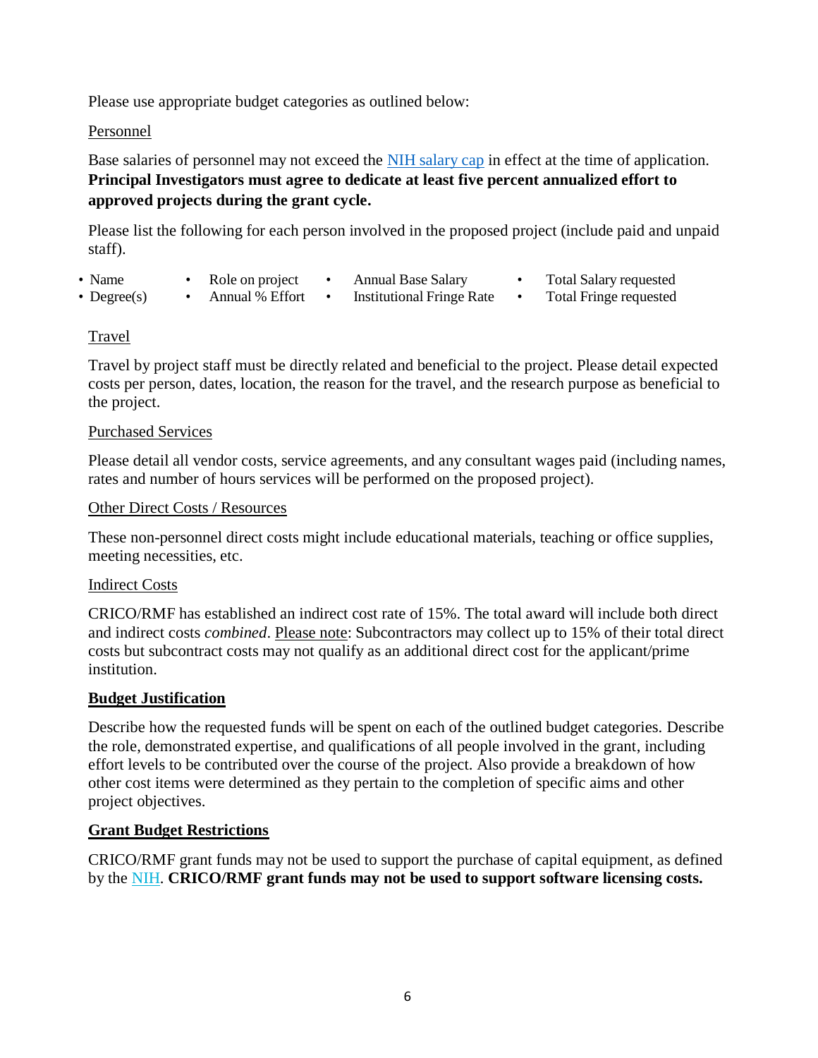Please use appropriate budget categories as outlined below:

Personnel

Base salaries of personnel may not exceed the NIH salary cap in effect at the time of application. **Principal Investigators must agree to dedicate at least five percent annualized effort to approved projects during the grant cycle.**

Please list the following for each person involved in the proposed project (include paid and unpaid staff).

- Name
- Degree(s)
- Role on project
- Annual % Effort
- Annual Base Salary
- Institutional Fringe Rate
- Total Salary requested
- Total Fringe requested

Travel

Travel by project staff must be directly related and beneficial to the project. Please detail expected costs per person, dates, location, the reason for the travel, and the research purpose as beneficial to the project.

Purchased Services

Please detail all vendor costs, service agreements, and any consultant wages paid (including names, rates and number of hours services will be performed on the proposed project).

Other Direct Costs / Resources

These non-personnel direct costs might include educational materials, teaching or office supplies, meeting necessities, etc.

Indirect Costs

CRICO/RMF has established an indirect cost rate of 15%. The total award will include both direct and indirect costs *combined*. Please note: Subcontractors may collect up to 15% of their total direct costs but subcontract costs may not qualify as an additional direct cost for the applicant/prime institution.

## Budget Justification

Describe how the requested funds will be spent on each of the outlined budget categories. Describe the role, demonstrated expertise, and qualifications of all people involved in the grant, including effort levels to be contributed over the course of the project. Also provide a breakdown of how other cost items were determined as they pertain to the completion of specific aims and other project objectives.

## Grant Budget Restrictions

CRICO/RMF grant funds may not be used to support the purchase of capital equipment, as defined by the NIH. **CRICO/RMF grant funds may not be used to support software licensing costs.**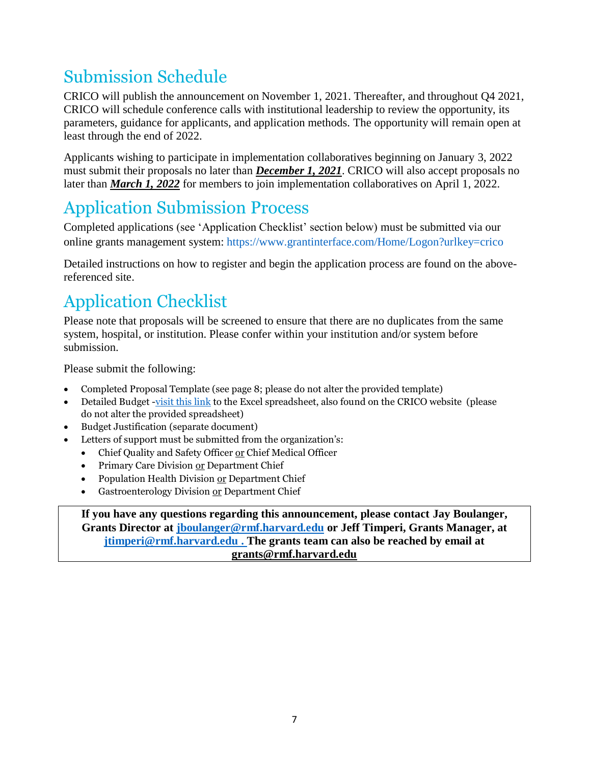## Submission Schedule

CRICO will publish the announcement on November 1, 2021. Thereafter, and throughout Q4 2021, CRICO will schedule conference calls with institutional leadership to review the opportunity, its parameters, guidance for applicants, and application methods. The opportunity will remain open at least through the end of 2022.

Applicants wishing to participate in implementation collaboratives beginning on January 3, 2022 must submit their proposals no later than ***December 1, 2021***. CRICO will also accept proposals no later than ***March 1, 2022*** for members to join implementation collaboratives on April 1, 2022.

## Application Submission Process

Completed applications (see 'Application Checklist' section below) must be submitted via our online grants management system: https://www.grantinterface.com/Home/Logon?urlkey=crico

Detailed instructions on how to register and begin the application process are found on the above-referenced site.

## Application Checklist

Please note that proposals will be screened to ensure that there are no duplicates from the same system, hospital, or institution. Please confer within your institution and/or system before submission.

Please submit the following:

- Completed Proposal Template (see page 8; please do not alter the provided template)
- Detailed Budget -visit this link to the Excel spreadsheet, also found on the CRICO website (please do not alter the provided spreadsheet)
- Budget Justification (separate document)
- Letters of support must be submitted from the organization's:
  - Chief Quality and Safety Officer or Chief Medical Officer
  - Primary Care Division or Department Chief
  - Population Health Division or Department Chief
  - Gastroenterology Division or Department Chief

**If you have any questions regarding this announcement, please contact Jay Boulanger, Grants Director at jboulanger@rmf.harvard.edu or Jeff Timperi, Grants Manager, at jtimperi@rmf.harvard.edu . The grants team can also be reached by email at grants@rmf.harvard.edu**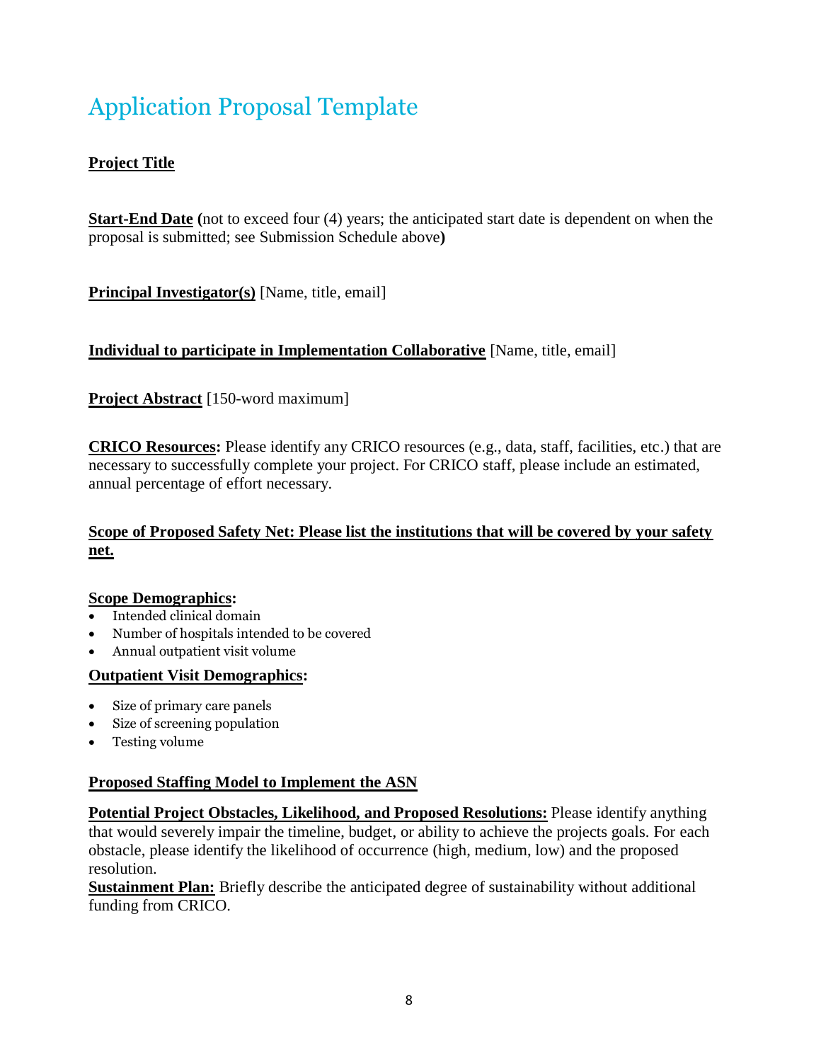# Application Proposal Template

**Project Title**

**Start-End Date (**not to exceed four (4) years; the anticipated start date is dependent on when the proposal is submitted; see Submission Schedule above**)**

**Principal Investigator(s)** [Name, title, email]

**Individual to participate in Implementation Collaborative** [Name, title, email]

**Project Abstract** [150-word maximum]

**CRICO Resources:** Please identify any CRICO resources (e.g., data, staff, facilities, etc.) that are necessary to successfully complete your project. For CRICO staff, please include an estimated, annual percentage of effort necessary.

**Scope of Proposed Safety Net: Please list the institutions that will be covered by your safety net.**

**Scope Demographics:**

- Intended clinical domain
- Number of hospitals intended to be covered
- Annual outpatient visit volume

**Outpatient Visit Demographics:**

- Size of primary care panels
- Size of screening population
- Testing volume

**Proposed Staffing Model to Implement the ASN**

**Potential Project Obstacles, Likelihood, and Proposed Resolutions:** Please identify anything that would severely impair the timeline, budget, or ability to achieve the projects goals. For each obstacle, please identify the likelihood of occurrence (high, medium, low) and the proposed resolution.

**Sustainment Plan:** Briefly describe the anticipated degree of sustainability without additional funding from CRICO.